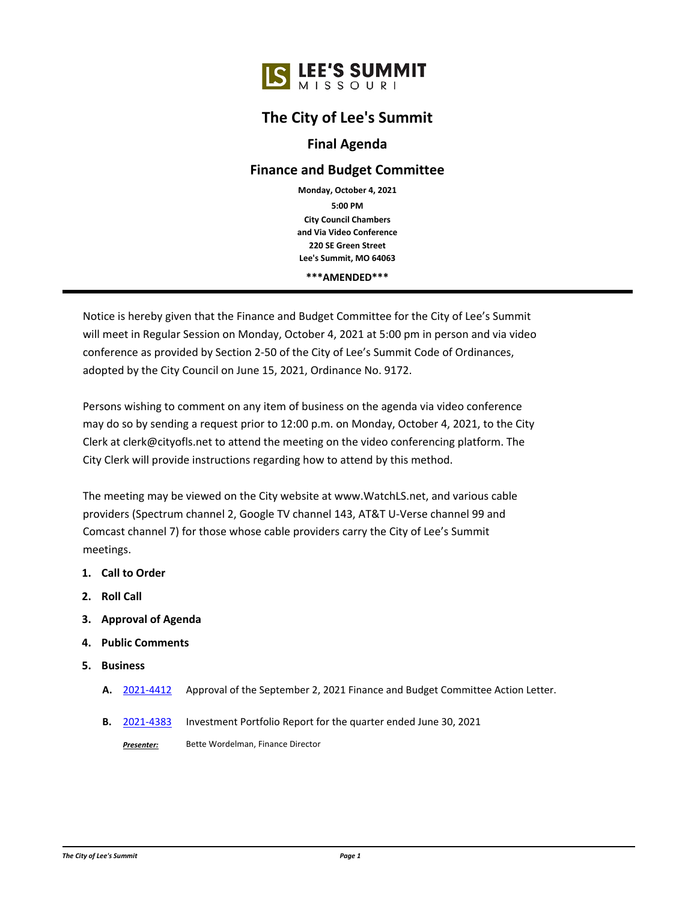LEE'S SUMMIT
MISSOURI

# The City of Lee's Summit

## Final Agenda

## Finance and Budget Committee

**Monday, October 4, 2021**

**5:00 PM**

**City Council Chambers**
**and Via Video Conference**
**220 SE Green Street**
**Lee's Summit, MO 64063**

**\*\*\*AMENDED\*\*\***

---

Notice is hereby given that the Finance and Budget Committee for the City of Lee's Summit will meet in Regular Session on Monday, October 4, 2021 at 5:00 pm in person and via video conference as provided by Section 2-50 of the City of Lee's Summit Code of Ordinances, adopted by the City Council on June 15, 2021, Ordinance No. 9172.

Persons wishing to comment on any item of business on the agenda via video conference may do so by sending a request prior to 12:00 p.m. on Monday, October 4, 2021, to the City Clerk at clerk@cityofls.net to attend the meeting on the video conferencing platform. The City Clerk will provide instructions regarding how to attend by this method.

The meeting may be viewed on the City website at www.WatchLS.net, and various cable providers (Spectrum channel 2, Google TV channel 143, AT&T U-Verse channel 99 and Comcast channel 7) for those whose cable providers carry the City of Lee's Summit meetings.

1. **Call to Order**
2. **Roll Call**
3. **Approval of Agenda**
4. **Public Comments**
5. **Business**

   **A.** 2021-4412 Approval of the September 2, 2021 Finance and Budget Committee Action Letter.

   **B.** 2021-4383 Investment Portfolio Report for the quarter ended June 30, 2021

   ***Presenter:*** Bette Wordelman, Finance Director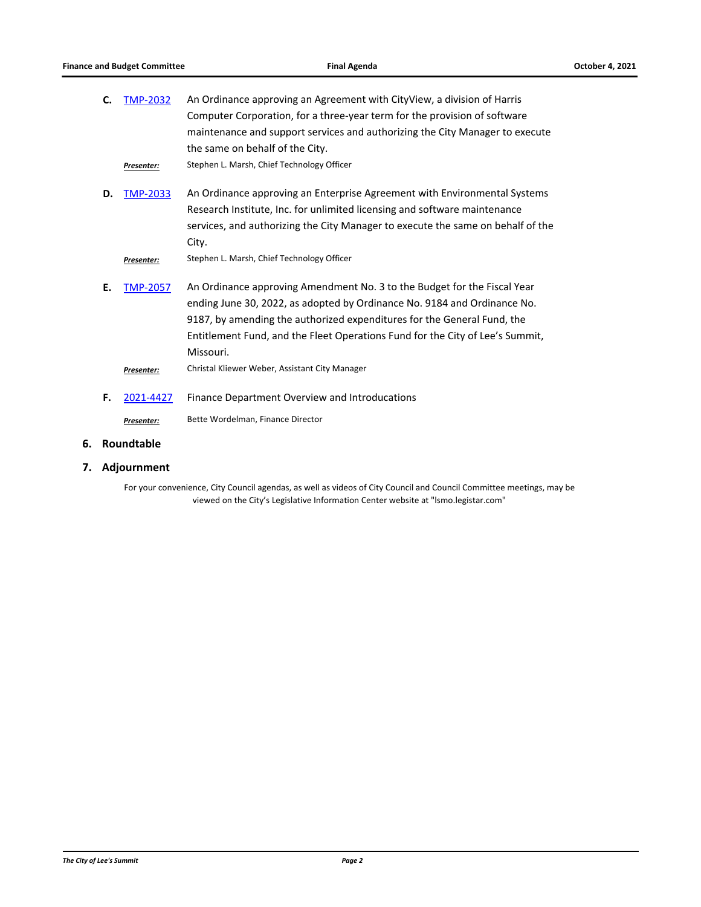**C.** [TMP-2032] An Ordinance approving an Agreement with CityView, a division of Harris Computer Corporation, for a three-year term for the provision of software maintenance and support services and authorizing the City Manager to execute the same on behalf of the City.

***Presenter:*** Stephen L. Marsh, Chief Technology Officer

**D.** [TMP-2033] An Ordinance approving an Enterprise Agreement with Environmental Systems Research Institute, Inc. for unlimited licensing and software maintenance services, and authorizing the City Manager to execute the same on behalf of the City.

***Presenter:*** Stephen L. Marsh, Chief Technology Officer

**E.** [TMP-2057] An Ordinance approving Amendment No. 3 to the Budget for the Fiscal Year ending June 30, 2022, as adopted by Ordinance No. 9184 and Ordinance No. 9187, by amending the authorized expenditures for the General Fund, the Entitlement Fund, and the Fleet Operations Fund for the City of Lee's Summit, Missouri.

***Presenter:*** Christal Kliewer Weber, Assistant City Manager

**F.** [2021-4427] Finance Department Overview and Introducations

***Presenter:*** Bette Wordelman, Finance Director

## 6. Roundtable

## 7. Adjournment

For your convenience, City Council agendas, as well as videos of City Council and Council Committee meetings, may be viewed on the City's Legislative Information Center website at "lsmo.legistar.com"